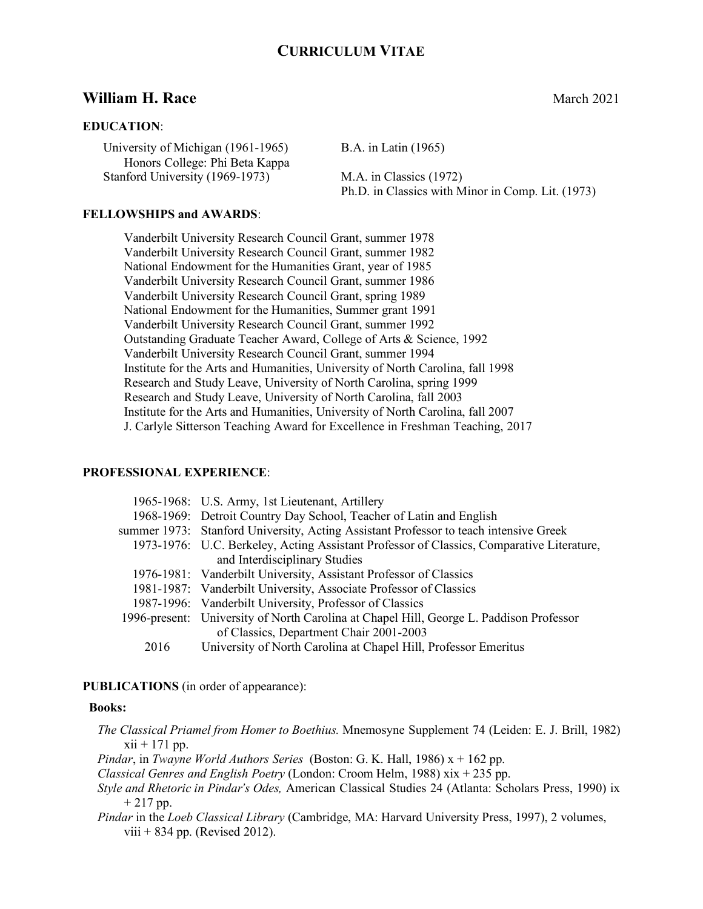# CURRICULUM VITAE

## William H. Race

March 2021

### EDUCATION:

| | |
|---|---|
| University of Michigan (1961-1965)<br>Honors College: Phi Beta Kappa | B.A. in Latin (1965) |
| Stanford University (1969-1973) | M.A. in Classics (1972)<br>Ph.D. in Classics with Minor in Comp. Lit. (1973) |

### FELLOWSHIPS and AWARDS:

Vanderbilt University Research Council Grant, summer 1978
Vanderbilt University Research Council Grant, summer 1982
National Endowment for the Humanities Grant, year of 1985
Vanderbilt University Research Council Grant, summer 1986
Vanderbilt University Research Council Grant, spring 1989
National Endowment for the Humanities, Summer grant 1991
Vanderbilt University Research Council Grant, summer 1992
Outstanding Graduate Teacher Award, College of Arts & Science, 1992
Vanderbilt University Research Council Grant, summer 1994
Institute for the Arts and Humanities, University of North Carolina, fall 1998
Research and Study Leave, University of North Carolina, spring 1999
Research and Study Leave, University of North Carolina, fall 2003
Institute for the Arts and Humanities, University of North Carolina, fall 2007
J. Carlyle Sitterson Teaching Award for Excellence in Freshman Teaching, 2017

### PROFESSIONAL EXPERIENCE:

| | |
|---|---|
| 1965-1968: | U.S. Army, 1st Lieutenant, Artillery |
| 1968-1969: | Detroit Country Day School, Teacher of Latin and English |
| summer 1973: | Stanford University, Acting Assistant Professor to teach intensive Greek |
| 1973-1976: | U.C. Berkeley, Acting Assistant Professor of Classics, Comparative Literature, and Interdisciplinary Studies |
| 1976-1981: | Vanderbilt University, Assistant Professor of Classics |
| 1981-1987: | Vanderbilt University, Associate Professor of Classics |
| 1987-1996: | Vanderbilt University, Professor of Classics |
| 1996-present: | University of North Carolina at Chapel Hill, George L. Paddison Professor of Classics, Department Chair 2001-2003 |
| 2016 | University of North Carolina at Chapel Hill, Professor Emeritus |

### PUBLICATIONS (in order of appearance):

**Books:**

*The Classical Priamel from Homer to Boethius.* Mnemosyne Supplement 74 (Leiden: E. J. Brill, 1982) xii + 171 pp.

*Pindar*, in *Twayne World Authors Series* (Boston: G. K. Hall, 1986) x + 162 pp.

*Classical Genres and English Poetry* (London: Croom Helm, 1988) xix + 235 pp.

*Style and Rhetoric in Pindar's Odes,* American Classical Studies 24 (Atlanta: Scholars Press, 1990) ix + 217 pp.

*Pindar* in the *Loeb Classical Library* (Cambridge, MA: Harvard University Press, 1997), 2 volumes, viii + 834 pp. (Revised 2012).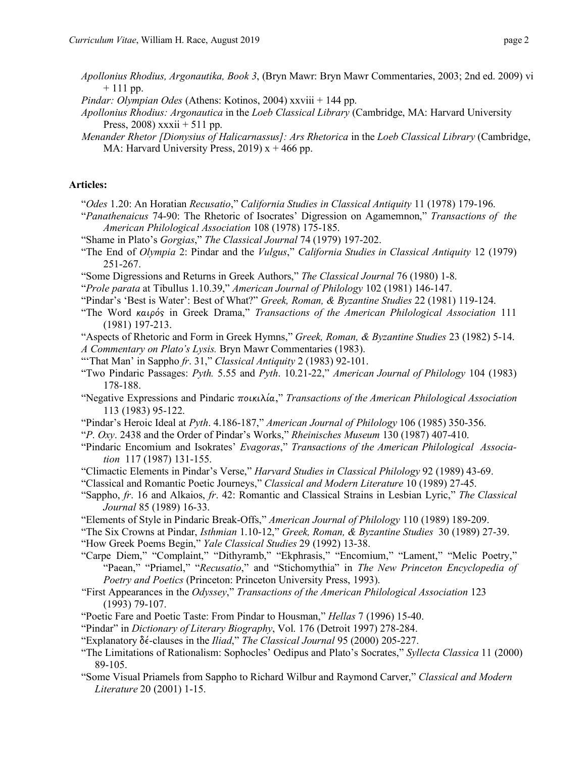*Apollonius Rhodius, Argonautika, Book 3*, (Bryn Mawr: Bryn Mawr Commentaries, 2003; 2nd ed. 2009) vi + 111 pp.

*Pindar: Olympian Odes* (Athens: Kotinos, 2004) xxviii + 144 pp.

*Apollonius Rhodius: Argonautica* in the *Loeb Classical Library* (Cambridge, MA: Harvard University Press, 2008) xxxii + 511 pp.

*Menander Rhetor [Dionysius of Halicarnassus]: Ars Rhetorica* in the *Loeb Classical Library* (Cambridge, MA: Harvard University Press, 2019) x + 466 pp.

**Articles:**

"*Odes* 1.20: An Horatian *Recusatio*," *California Studies in Classical Antiquity* 11 (1978) 179-196.

"*Panathenaicus* 74-90: The Rhetoric of Isocrates' Digression on Agamemnon," *Transactions of the American Philological Association* 108 (1978) 175-185.

"Shame in Plato's *Gorgias*," *The Classical Journal* 74 (1979) 197-202.

"The End of *Olympia* 2: Pindar and the *Vulgus*," *California Studies in Classical Antiquity* 12 (1979) 251-267.

"Some Digressions and Returns in Greek Authors," *The Classical Journal* 76 (1980) 1-8.

"*Prole parata* at Tibullus 1.10.39," *American Journal of Philology* 102 (1981) 146-147.

"Pindar's 'Best is Water': Best of What?" *Greek, Roman, & Byzantine Studies* 22 (1981) 119-124.

"The Word *καιρός* in Greek Drama," *Transactions of the American Philological Association* 111 (1981) 197-213.

"Aspects of Rhetoric and Form in Greek Hymns," *Greek, Roman, & Byzantine Studies* 23 (1982) 5-14.

*A Commentary on Plato's Lysis.* Bryn Mawr Commentaries (1983).

"'That Man' in Sappho *fr*. 31," *Classical Antiquity* 2 (1983) 92-101.

"Two Pindaric Passages: *Pyth.* 5.55 and *Pyth*. 10.21-22," *American Journal of Philology* 104 (1983) 178-188.

"Negative Expressions and Pindaric ποικιλία," *Transactions of the American Philological Association* 113 (1983) 95-122.

"Pindar's Heroic Ideal at *Pyth*. 4.186-187," *American Journal of Philology* 106 (1985) 350-356.

"*P. Oxy*. 2438 and the Order of Pindar's Works," *Rheinisches Museum* 130 (1987) 407-410.

"Pindaric Encomium and Isokrates' *Evagoras*," *Transactions of the American Philological Association* 117 (1987) 131-155.

"Climactic Elements in Pindar's Verse," *Harvard Studies in Classical Philology* 92 (1989) 43-69.

"Classical and Romantic Poetic Journeys," *Classical and Modern Literature* 10 (1989) 27-45.

"Sappho, *fr*. 16 and Alkaios, *fr*. 42: Romantic and Classical Strains in Lesbian Lyric," *The Classical Journal* 85 (1989) 16-33.

"Elements of Style in Pindaric Break-Offs," *American Journal of Philology* 110 (1989) 189-209.

"The Six Crowns at Pindar, *Isthmian* 1.10-12," *Greek, Roman, & Byzantine Studies* 30 (1989) 27-39.

"How Greek Poems Begin," *Yale Classical Studies* 29 (1992) 13-38.

"Carpe Diem," "Complaint," "Dithyramb," "Ekphrasis," "Encomium," "Lament," "Melic Poetry," "Paean," "Priamel," "*Recusatio*," and "Stichomythia" in *The New Princeton Encyclopedia of Poetry and Poetics* (Princeton: Princeton University Press, 1993).

"First Appearances in the *Odyssey*," *Transactions of the American Philological Association* 123 (1993) 79-107.

"Poetic Fare and Poetic Taste: From Pindar to Housman," *Hellas* 7 (1996) 15-40.

"Pindar" in *Dictionary of Literary Biography*, Vol. 176 (Detroit 1997) 278-284.

"Explanatory δέ-clauses in the *Iliad*," *The Classical Journal* 95 (2000) 205-227.

"The Limitations of Rationalism: Sophocles' Oedipus and Plato's Socrates," *Syllecta Classica* 11 (2000) 89-105.

"Some Visual Priamels from Sappho to Richard Wilbur and Raymond Carver," *Classical and Modern Literature* 20 (2001) 1-15.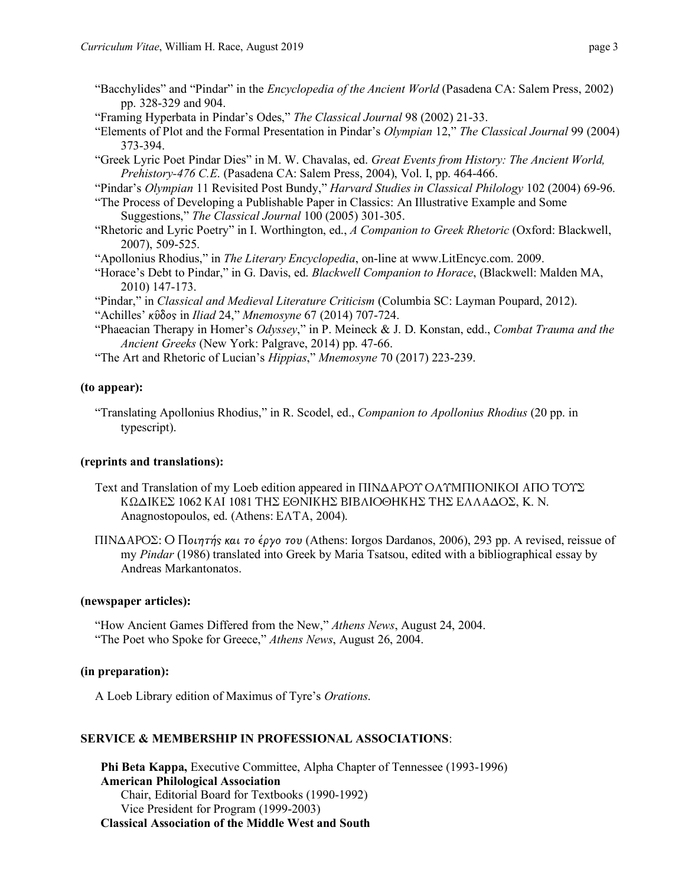"Bacchylides" and "Pindar" in the *Encyclopedia of the Ancient World* (Pasadena CA: Salem Press, 2002) pp. 328-329 and 904.

"Framing Hyperbata in Pindar's Odes," *The Classical Journal* 98 (2002) 21-33.

"Elements of Plot and the Formal Presentation in Pindar's *Olympian* 12," *The Classical Journal* 99 (2004) 373-394.

"Greek Lyric Poet Pindar Dies" in M. W. Chavalas, ed. *Great Events from History: The Ancient World, Prehistory-476 C.E.* (Pasadena CA: Salem Press, 2004), Vol. I, pp. 464-466.

"Pindar's *Olympian* 11 Revisited Post Bundy," *Harvard Studies in Classical Philology* 102 (2004) 69-96.

"The Process of Developing a Publishable Paper in Classics: An Illustrative Example and Some Suggestions," *The Classical Journal* 100 (2005) 301-305.

"Rhetoric and Lyric Poetry" in I. Worthington, ed., *A Companion to Greek Rhetoric* (Oxford: Blackwell, 2007), 509-525.

"Apollonius Rhodius," in *The Literary Encyclopedia*, on-line at www.LitEncyc.com. 2009.

"Horace's Debt to Pindar," in G. Davis, ed. *Blackwell Companion to Horace*, (Blackwell: Malden MA, 2010) 147-173.

"Pindar," in *Classical and Medieval Literature Criticism* (Columbia SC: Layman Poupard, 2012).

"Achilles' *κῦδος* in *Iliad* 24," *Mnemosyne* 67 (2014) 707-724.

"Phaeacian Therapy in Homer's *Odyssey*," in P. Meineck & J. D. Konstan, edd., *Combat Trauma and the Ancient Greeks* (New York: Palgrave, 2014) pp. 47-66.

"The Art and Rhetoric of Lucian's *Hippias*," *Mnemosyne* 70 (2017) 223-239.

**(to appear):**

"Translating Apollonius Rhodius," in R. Scodel, ed., *Companion to Apollonius Rhodius* (20 pp. in typescript).

**(reprints and translations):**

Text and Translation of my Loeb edition appeared in ΠΙΝΔΑΡΟΥ ΟΛΥΜΠΙΟΝΙΚΟΙ ΑΠΟ ΤΟΥΣ ΚΩΔΙΚΕΣ 1062 ΚΑΙ 1081 ΤΗΣ ΕΘΝΙΚΗΣ ΒΙΒΛΙΟΘΗΚΗΣ ΤΗΣ ΕΛΛΑΔΟΣ, K. N. Anagnostopoulos, ed. (Athens: ΕΛΤΑ, 2004).

ΠΙΝΔΑΡΟΣ: Ο *Ποιητής και το έργο του* (Athens: Iorgos Dardanos, 2006), 293 pp. A revised, reissue of my *Pindar* (1986) translated into Greek by Maria Tsatsou, edited with a bibliographical essay by Andreas Markantonatos.

**(newspaper articles):**

"How Ancient Games Differed from the New," *Athens News*, August 24, 2004.

"The Poet who Spoke for Greece," *Athens News*, August 26, 2004.

**(in preparation):**

A Loeb Library edition of Maximus of Tyre's *Orations*.

## SERVICE & MEMBERSHIP IN PROFESSIONAL ASSOCIATIONS:

**Phi Beta Kappa,** Executive Committee, Alpha Chapter of Tennessee (1993-1996)

**American Philological Association**

Chair, Editorial Board for Textbooks (1990-1992)

Vice President for Program (1999-2003)

**Classical Association of the Middle West and South**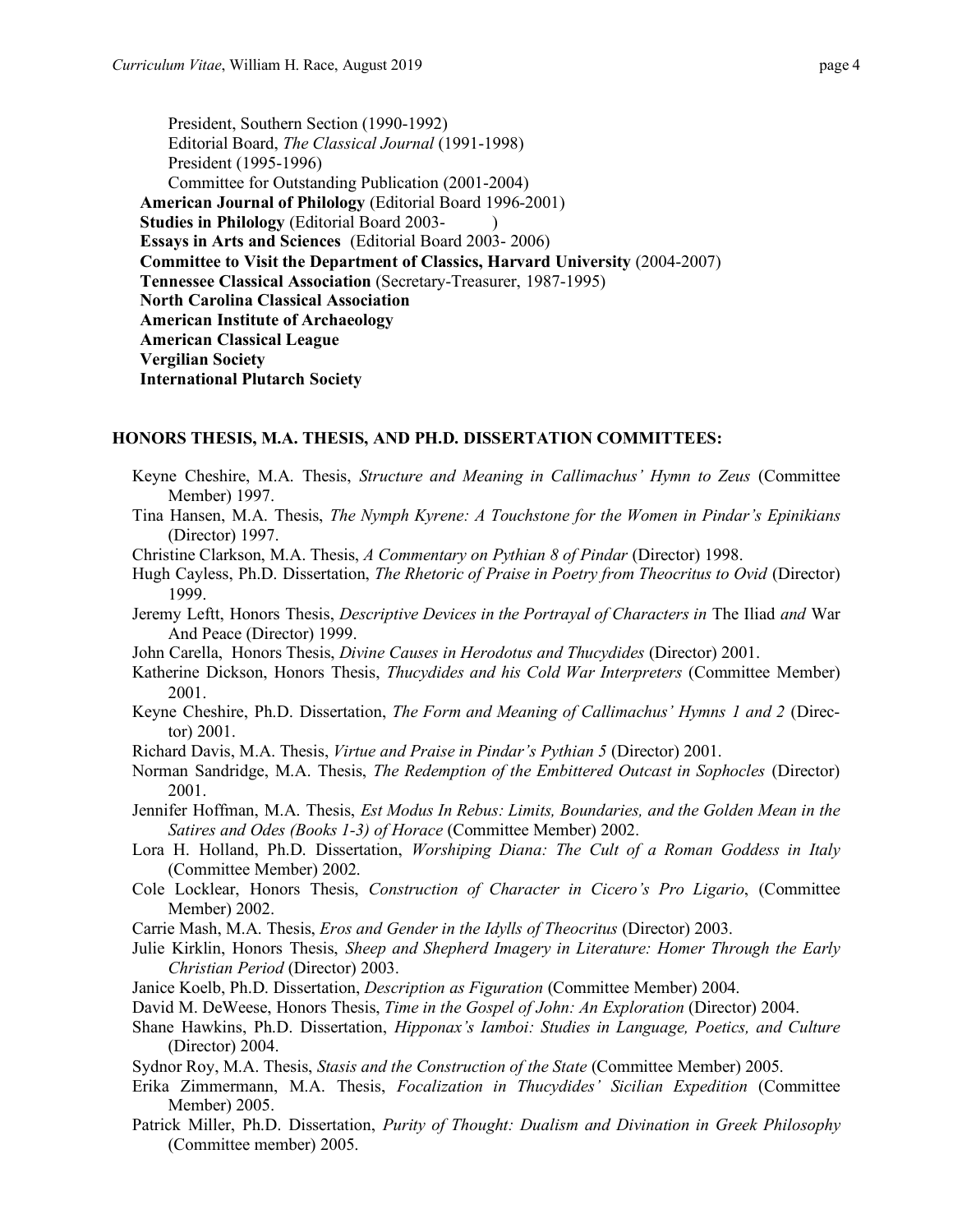President, Southern Section (1990-1992)
Editorial Board, *The Classical Journal* (1991-1998)
President (1995-1996)
Committee for Outstanding Publication (2001-2004)

**American Journal of Philology** (Editorial Board 1996-2001)
**Studies in Philology** (Editorial Board 2003-        )
**Essays in Arts and Sciences** (Editorial Board 2003- 2006)
**Committee to Visit the Department of Classics, Harvard University** (2004-2007)
**Tennessee Classical Association** (Secretary-Treasurer, 1987-1995)
**North Carolina Classical Association**
**American Institute of Archaeology**
**American Classical League**
**Vergilian Society**
**International Plutarch Society**

## HONORS THESIS, M.A. THESIS, AND PH.D. DISSERTATION COMMITTEES:

Keyne Cheshire, M.A. Thesis, *Structure and Meaning in Callimachus' Hymn to Zeus* (Committee Member) 1997.

Tina Hansen, M.A. Thesis, *The Nymph Kyrene: A Touchstone for the Women in Pindar's Epinikians* (Director) 1997.

Christine Clarkson, M.A. Thesis, *A Commentary on Pythian 8 of Pindar* (Director) 1998.

Hugh Cayless, Ph.D. Dissertation, *The Rhetoric of Praise in Poetry from Theocritus to Ovid* (Director) 1999.

Jeremy Leftt, Honors Thesis, *Descriptive Devices in the Portrayal of Characters in* The Iliad *and* War And Peace (Director) 1999.

John Carella, Honors Thesis, *Divine Causes in Herodotus and Thucydides* (Director) 2001.

Katherine Dickson, Honors Thesis, *Thucydides and his Cold War Interpreters* (Committee Member) 2001.

Keyne Cheshire, Ph.D. Dissertation, *The Form and Meaning of Callimachus' Hymns 1 and 2* (Director) 2001.

Richard Davis, M.A. Thesis, *Virtue and Praise in Pindar's Pythian 5* (Director) 2001.

Norman Sandridge, M.A. Thesis, *The Redemption of the Embittered Outcast in Sophocles* (Director) 2001.

Jennifer Hoffman, M.A. Thesis, *Est Modus In Rebus: Limits, Boundaries, and the Golden Mean in the Satires and Odes (Books 1-3) of Horace* (Committee Member) 2002.

Lora H. Holland, Ph.D. Dissertation, *Worshiping Diana: The Cult of a Roman Goddess in Italy* (Committee Member) 2002.

Cole Locklear, Honors Thesis, *Construction of Character in Cicero's Pro Ligario*, (Committee Member) 2002.

Carrie Mash, M.A. Thesis, *Eros and Gender in the Idylls of Theocritus* (Director) 2003.

Julie Kirklin, Honors Thesis, *Sheep and Shepherd Imagery in Literature: Homer Through the Early Christian Period* (Director) 2003.

Janice Koelb, Ph.D. Dissertation, *Description as Figuration* (Committee Member) 2004.

David M. DeWeese, Honors Thesis, *Time in the Gospel of John: An Exploration* (Director) 2004.

Shane Hawkins, Ph.D. Dissertation, *Hipponax's Iamboi: Studies in Language, Poetics, and Culture* (Director) 2004.

Sydnor Roy, M.A. Thesis, *Stasis and the Construction of the State* (Committee Member) 2005.

Erika Zimmermann, M.A. Thesis, *Focalization in Thucydides' Sicilian Expedition* (Committee Member) 2005.

Patrick Miller, Ph.D. Dissertation, *Purity of Thought: Dualism and Divination in Greek Philosophy* (Committee member) 2005.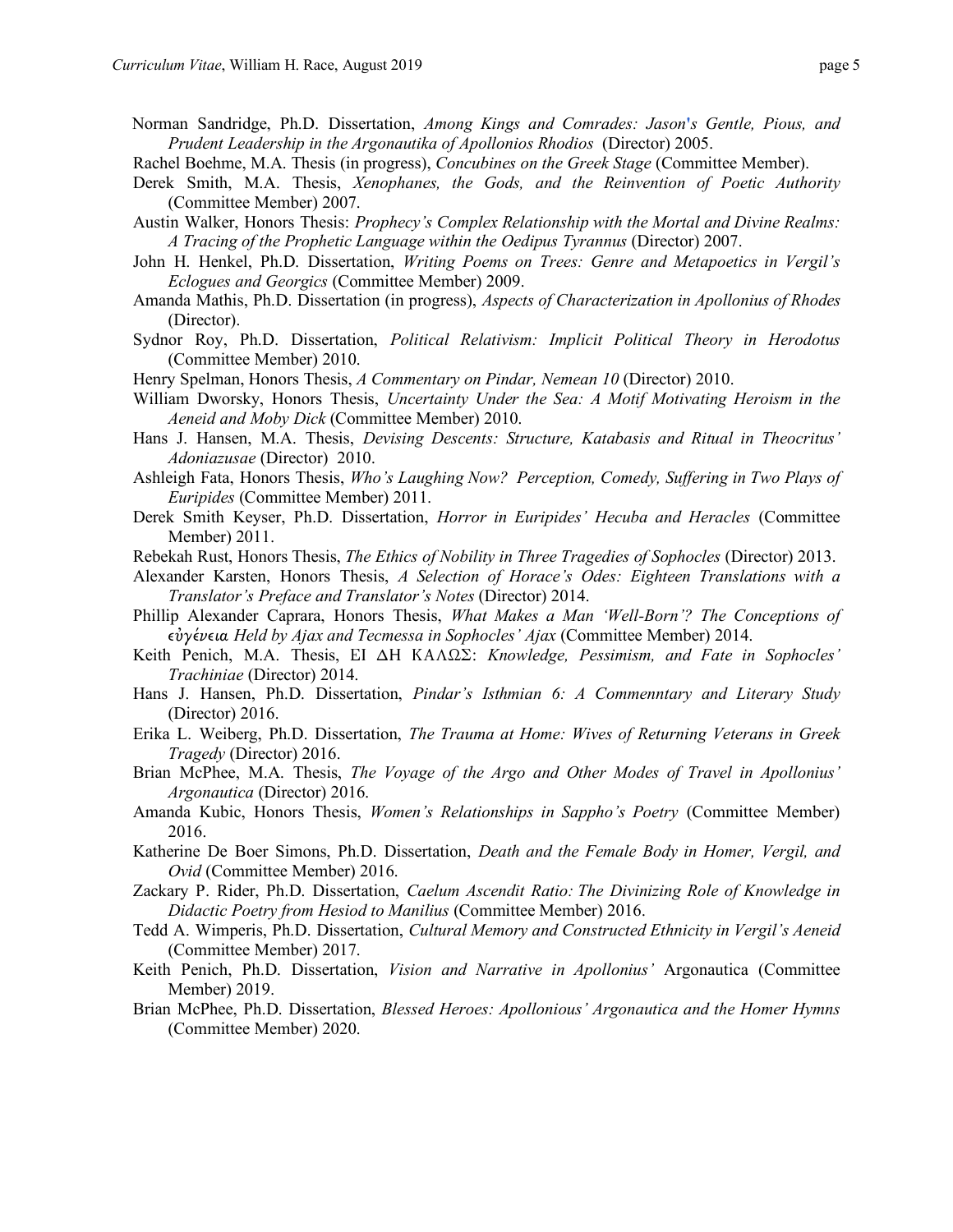Norman Sandridge, Ph.D. Dissertation, *Among Kings and Comrades: Jason's Gentle, Pious, and Prudent Leadership in the Argonautika of Apollonios Rhodios* (Director) 2005.

Rachel Boehme, M.A. Thesis (in progress), *Concubines on the Greek Stage* (Committee Member).

Derek Smith, M.A. Thesis, *Xenophanes, the Gods, and the Reinvention of Poetic Authority* (Committee Member) 2007.

Austin Walker, Honors Thesis: *Prophecy's Complex Relationship with the Mortal and Divine Realms: A Tracing of the Prophetic Language within the Oedipus Tyrannus* (Director) 2007.

John H. Henkel, Ph.D. Dissertation, *Writing Poems on Trees: Genre and Metapoetics in Vergil's Eclogues and Georgics* (Committee Member) 2009.

Amanda Mathis, Ph.D. Dissertation (in progress), *Aspects of Characterization in Apollonius of Rhodes* (Director).

Sydnor Roy, Ph.D. Dissertation, *Political Relativism: Implicit Political Theory in Herodotus* (Committee Member) 2010.

Henry Spelman, Honors Thesis, *A Commentary on Pindar, Nemean 10* (Director) 2010.

William Dworsky, Honors Thesis, *Uncertainty Under the Sea: A Motif Motivating Heroism in the Aeneid and Moby Dick* (Committee Member) 2010.

Hans J. Hansen, M.A. Thesis, *Devising Descents: Structure, Katabasis and Ritual in Theocritus' Adoniazusae* (Director) 2010.

Ashleigh Fata, Honors Thesis, *Who's Laughing Now? Perception, Comedy, Suffering in Two Plays of Euripides* (Committee Member) 2011.

Derek Smith Keyser, Ph.D. Dissertation, *Horror in Euripides' Hecuba and Heracles* (Committee Member) 2011.

Rebekah Rust, Honors Thesis, *The Ethics of Nobility in Three Tragedies of Sophocles* (Director) 2013.

Alexander Karsten, Honors Thesis, *A Selection of Horace's Odes: Eighteen Translations with a Translator's Preface and Translator's Notes* (Director) 2014.

Phillip Alexander Caprara, Honors Thesis, *What Makes a Man 'Well-Born'? The Conceptions of εὐγένεια Held by Ajax and Tecmessa in Sophocles' Ajax* (Committee Member) 2014.

Keith Penich, M.A. Thesis, ΕΙ ΔΗ ΚΑΛΩΣ: *Knowledge, Pessimism, and Fate in Sophocles' Trachiniae* (Director) 2014.

Hans J. Hansen, Ph.D. Dissertation, *Pindar's Isthmian 6: A Commenntary and Literary Study* (Director) 2016.

Erika L. Weiberg, Ph.D. Dissertation, *The Trauma at Home: Wives of Returning Veterans in Greek Tragedy* (Director) 2016.

Brian McPhee, M.A. Thesis, *The Voyage of the Argo and Other Modes of Travel in Apollonius' Argonautica* (Director) 2016.

Amanda Kubic, Honors Thesis, *Women's Relationships in Sappho's Poetry* (Committee Member) 2016.

Katherine De Boer Simons, Ph.D. Dissertation, *Death and the Female Body in Homer, Vergil, and Ovid* (Committee Member) 2016.

Zackary P. Rider, Ph.D. Dissertation, *Caelum Ascendit Ratio: The Divinizing Role of Knowledge in Didactic Poetry from Hesiod to Manilius* (Committee Member) 2016.

Tedd A. Wimperis, Ph.D. Dissertation, *Cultural Memory and Constructed Ethnicity in Vergil's Aeneid* (Committee Member) 2017.

Keith Penich, Ph.D. Dissertation, *Vision and Narrative in Apollonius'* Argonautica (Committee Member) 2019.

Brian McPhee, Ph.D. Dissertation, *Blessed Heroes: Apollonious' Argonautica and the Homer Hymns* (Committee Member) 2020.